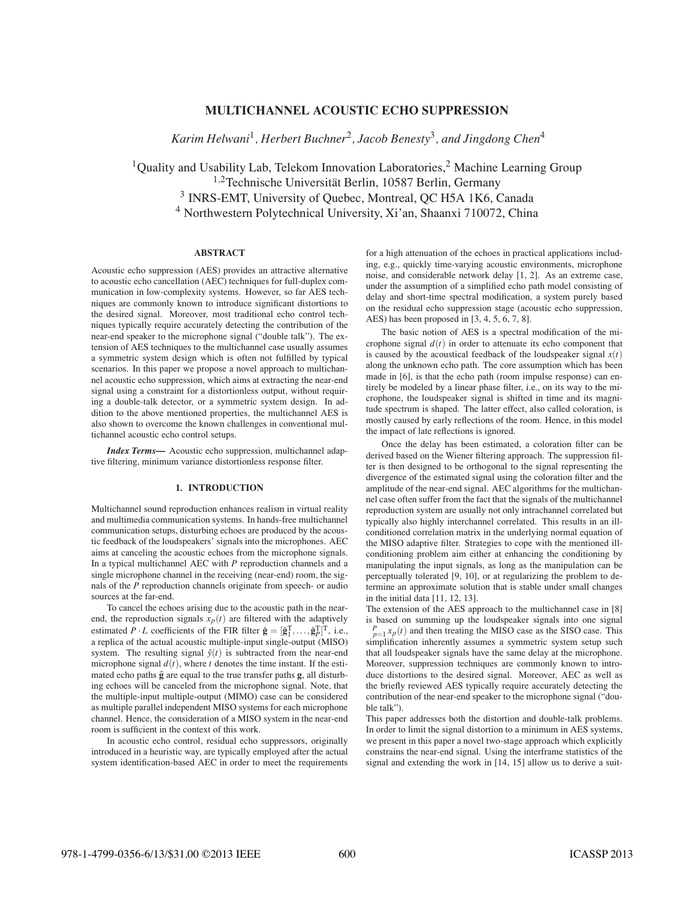# MULTICHANNEL ACOUSTIC ECHO SUPPRESSION

*Karim Helwani*[1]*, Herbert Buchner*[2]*, Jacob Benesty*[3]*, and Jingdong Chen*[4]

[1]Quality and Usability Lab, Telekom Innovation Laboratories,[2] Machine Learning Group
[1,2]Technische Universität Berlin, 10587 Berlin, Germany
[3] INRS-EMT, University of Quebec, Montreal, QC H5A 1K6, Canada
[4] Northwestern Polytechnical University, Xi'an, Shaanxi 710072, China

## ABSTRACT

Acoustic echo suppression (AES) provides an attractive alternative to acoustic echo cancellation (AEC) techniques for full-duplex communication in low-complexity systems. However, so far AES techniques are commonly known to introduce significant distortions to the desired signal. Moreover, most traditional echo control techniques typically require accurately detecting the contribution of the near-end speaker to the microphone signal ("double talk"). The extension of AES techniques to the multichannel case usually assumes a symmetric system design which is often not fulfilled by typical scenarios. In this paper we propose a novel approach to multichannel acoustic echo suppression, which aims at extracting the near-end signal using a constraint for a distortionless output, without requiring a double-talk detector, or a symmetric system design. In addition to the above mentioned properties, the multichannel AES is also shown to overcome the known challenges in conventional multichannel acoustic echo control setups.

***Index Terms*—** Acoustic echo suppression, multichannel adaptive filtering, minimum variance distortionless response filter.

## 1. INTRODUCTION

Multichannel sound reproduction enhances realism in virtual reality and multimedia communication systems. In hands-free multichannel communication setups, disturbing echoes are produced by the acoustic feedback of the loudspeakers' signals into the microphones. AEC aims at canceling the acoustic echoes from the microphone signals. In a typical multichannel AEC with $P$ reproduction channels and a single microphone channel in the receiving (near-end) room, the signals of the $P$ reproduction channels originate from speech- or audio sources at the far-end.

To cancel the echoes arising due to the acoustic path in the near-end, the reproduction signals $x_p(t)$ are filtered with the adaptively estimated $P \cdot L$ coefficients of the FIR filter $\hat{\mathbf{g}} = [\hat{\mathbf{g}}_1^{\mathrm{T}}, \ldots, \hat{\mathbf{g}}_P^{\mathrm{T}}]^{\mathrm{T}}$, i.e., a replica of the actual acoustic multiple-input single-output (MISO) system. The resulting signal $\hat{y}(t)$ is subtracted from the near-end microphone signal $d(t)$, where $t$ denotes the time instant. If the estimated echo paths $\hat{\mathbf{g}}$ are equal to the true transfer paths $\mathbf{g}$, all disturbing echoes will be canceled from the microphone signal. Note, that the multiple-input multiple-output (MIMO) case can be considered as multiple parallel independent MISO systems for each microphone channel. Hence, the consideration of a MISO system in the near-end room is sufficient in the context of this work.

In acoustic echo control, residual echo suppressors, originally introduced in a heuristic way, are typically employed after the actual system identification-based AEC in order to meet the requirements for a high attenuation of the echoes in practical applications including, e.g., quickly time-varying acoustic environments, microphone noise, and considerable network delay [1, 2]. As an extreme case, under the assumption of a simplified echo path model consisting of delay and short-time spectral modification, a system purely based on the residual echo suppression stage (acoustic echo suppression, AES) has been proposed in [3, 4, 5, 6, 7, 8].

The basic notion of AES is a spectral modification of the microphone signal $d(t)$ in order to attenuate its echo component that is caused by the acoustical feedback of the loudspeaker signal $x(t)$ along the unknown echo path. The core assumption which has been made in [6], is that the echo path (room impulse response) can entirely be modeled by a linear phase filter, i.e., on its way to the microphone, the loudspeaker signal is shifted in time and its magnitude spectrum is shaped. The latter effect, also called coloration, is mostly caused by early reflections of the room. Hence, in this model the impact of late reflections is ignored.

Once the delay has been estimated, a coloration filter can be derived based on the Wiener filtering approach. The suppression filter is then designed to be orthogonal to the signal representing the divergence of the estimated signal using the coloration filter and the amplitude of the near-end signal. AEC algorithms for the multichannel case often suffer from the fact that the signals of the multichannel reproduction system are usually not only intrachannel correlated but typically also highly interchannel correlated. This results in an ill-conditioned correlation matrix in the underlying normal equation of the MISO adaptive filter. Strategies to cope with the mentioned ill-conditioning problem aim either at enhancing the conditioning by manipulating the input signals, as long as the manipulation can be perceptually tolerated [9, 10], or at regularizing the problem to determine an approximate solution that is stable under small changes in the initial data [11, 12, 13].

The extension of the AES approach to the multichannel case in [8] is based on summing up the loudspeaker signals into one signal $\sum_{p=1}^{P} x_p(t)$ and then treating the MISO case as the SISO case. This simplification inherently assumes a symmetric system setup such that all loudspeaker signals have the same delay at the microphone. Moreover, suppression techniques are commonly known to introduce distortions to the desired signal. Moreover, AEC as well as the briefly reviewed AES typically require accurately detecting the contribution of the near-end speaker to the microphone signal ("double talk").

This paper addresses both the distortion and double-talk problems. In order to limit the signal distortion to a minimum in AES systems, we present in this paper a novel two-stage approach which explicitly constrains the near-end signal. Using the interframe statistics of the signal and extending the work in [14, 15] allow us to derive a suit-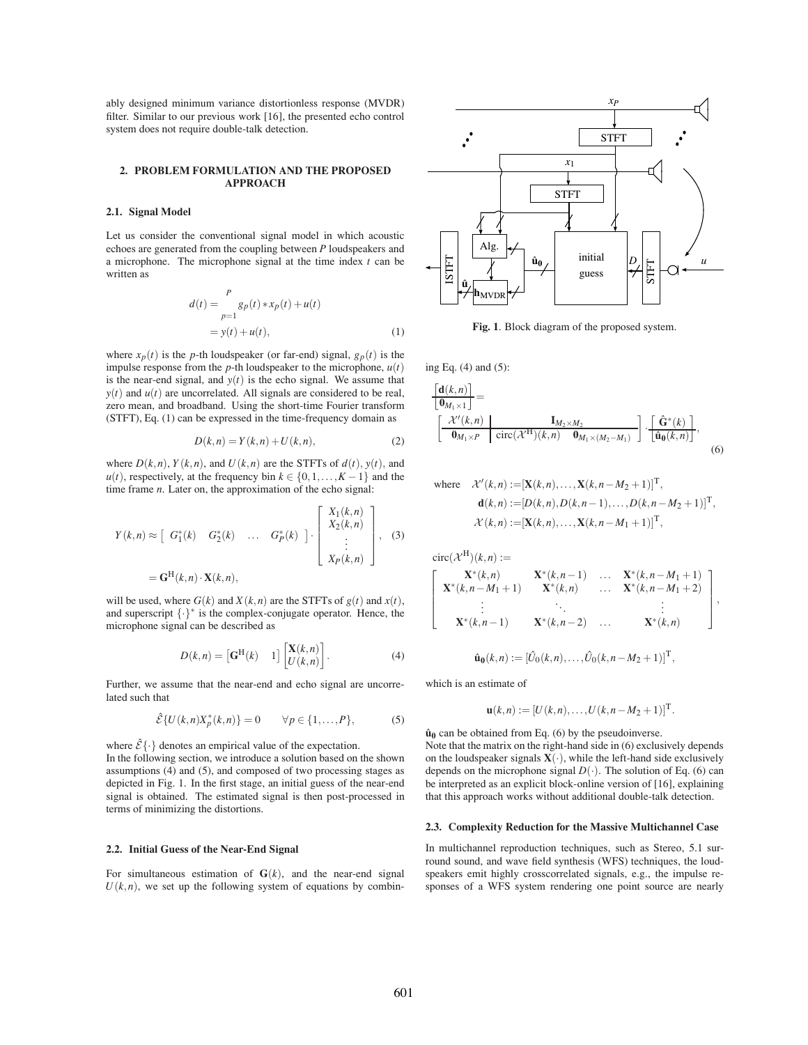ably designed minimum variance distortionless response (MVDR) filter. Similar to our previous work [16], the presented echo control system does not require double-talk detection.

## 2. PROBLEM FORMULATION AND THE PROPOSED APPROACH

### 2.1. Signal Model

Let us consider the conventional signal model in which acoustic echoes are generated from the coupling between $P$ loudspeakers and a microphone. The microphone signal at the time index $t$ can be written as

$$
\begin{aligned}
d(t) &= \sum_{p=1}^{P} g_p(t) * x_p(t) + u(t) \\
&= y(t) + u(t),
\end{aligned} \tag{1}
$$

where $x_p(t)$ is the $p$-th loudspeaker (or far-end) signal, $g_p(t)$ is the impulse response from the $p$-th loudspeaker to the microphone, $u(t)$ is the near-end signal, and $y(t)$ is the echo signal. We assume that $y(t)$ and $u(t)$ are uncorrelated. All signals are considered to be real, zero mean, and broadband. Using the short-time Fourier transform (STFT), Eq. (1) can be expressed in the time-frequency domain as

$$
D(k,n) = Y(k,n) + U(k,n), \tag{2}
$$

where $D(k,n)$, $Y(k,n)$, and $U(k,n)$ are the STFTs of $d(t)$, $y(t)$, and $u(t)$, respectively, at the frequency bin $k \in \{0,1,\ldots,K-1\}$ and the time frame $n$. Later on, the approximation of the echo signal:

$$
\begin{aligned}
Y(k,n) &\approx \begin{bmatrix} G_1^*(k) & G_2^*(k) & \ldots & G_P^*(k) \end{bmatrix} \cdot \begin{bmatrix} X_1(k,n) \\ X_2(k,n) \\ \vdots \\ X_P(k,n) \end{bmatrix}, \\
&= \mathbf{G}^{\mathrm{H}}(k,n) \cdot \mathbf{X}(k,n),
\end{aligned} \tag{3}
$$

will be used, where $G(k)$ and $X(k,n)$ are the STFTs of $g(t)$ and $x(t)$, and superscript $\{\cdot\}^*$ is the complex-conjugate operator. Hence, the microphone signal can be described as

$$
D(k,n) = \begin{bmatrix} \mathbf{G}^{\mathrm{H}}(k) & 1 \end{bmatrix} \begin{bmatrix} \mathbf{X}(k,n) \\ U(k,n) \end{bmatrix}. \tag{4}
$$

Further, we assume that the near-end and echo signal are uncorrelated such that

$$
\hat{\mathcal{E}}\{U(k,n) X_p^*(k,n)\} = 0 \qquad \forall p \in \{1,\ldots,P\}, \tag{5}
$$

where $\hat{\mathcal{E}}\{\cdot\}$ denotes an empirical value of the expectation.

In the following section, we introduce a solution based on the shown assumptions (4) and (5), and composed of two processing stages as depicted in Fig. 1. In the first stage, an initial guess of the near-end signal is obtained. The estimated signal is then post-processed in terms of minimizing the distortions.

### 2.2. Initial Guess of the Near-End Signal

For simultaneous estimation of $\mathbf{G}(k)$, and the near-end signal $U(k,n)$, we set up the following system of equations by combining Eq. (4) and (5):

Fig. 1. Block diagram of the proposed system.

$$
\left[\frac{\mathbf{d}(k,n)}{\mathbf{0}_{M_1 \times 1}}\right] = \left[\begin{array}{c|cc} \mathcal{X}'(k,n) & \multicolumn{2}{c}{\mathbf{I}_{M_2 \times M_2}} \\ \hline \mathbf{0}_{M_1 \times P} & \mathrm{circ}(\mathcal{X}^{\mathrm{H}})(k,n) & \mathbf{0}_{M_1 \times (M_2 - M_1)} \end{array}\right] \cdot \left[\frac{\hat{\mathbf{G}}^*(k)}{\hat{\mathbf{u}}_{\mathbf{0}}(k,n)}\right], \tag{6}
$$

$$
\begin{aligned}
\text{where} \quad \mathcal{X}'(k,n) &:= [\mathbf{X}(k,n), \ldots, \mathbf{X}(k,n-M_2+1)]^{\mathrm{T}}, \\
\mathbf{d}(k,n) &:= [D(k,n), D(k,n-1), \ldots, D(k,n-M_2+1)]^{\mathrm{T}}, \\
\mathcal{X}(k,n) &:= [\mathbf{X}(k,n), \ldots, \mathbf{X}(k,n-M_1+1)]^{\mathrm{T}},
\end{aligned}
$$

$$
\mathrm{circ}(\mathcal{X}^{\mathrm{H}})(k,n) := \begin{bmatrix} \mathbf{X}^*(k,n) & \mathbf{X}^*(k,n-1) & \ldots & \mathbf{X}^*(k,n-M_1+1) \\ \mathbf{X}^*(k,n-M_1+1) & \mathbf{X}^*(k,n) & \ldots & \mathbf{X}^*(k,n-M_1+2) \\ \vdots & & \ddots & \vdots \\ \mathbf{X}^*(k,n-1) & \mathbf{X}^*(k,n-2) & \ldots & \mathbf{X}^*(k,n) \end{bmatrix},
$$

$$
\hat{\mathbf{u}}_{\mathbf{0}}(k,n) := [\hat{U}_0(k,n), \ldots, \hat{U}_0(k,n-M_2+1)]^{\mathrm{T}},
$$

which is an estimate of

$$
\mathbf{u}(k,n) := [U(k,n), \ldots, U(k,n-M_2+1)]^{\mathrm{T}}.
$$

$\hat{\mathbf{u}}_{\mathbf{0}}$ can be obtained from Eq. (6) by the pseudoinverse.

Note that the matrix on the right-hand side in (6) exclusively depends on the loudspeaker signals $\mathbf{X}(\cdot)$, while the left-hand side exclusively depends on the microphone signal $D(\cdot)$. The solution of Eq. (6) can be interpreted as an explicit block-online version of [16], explaining that this approach works without additional double-talk detection.

### 2.3. Complexity Reduction for the Massive Multichannel Case

In multichannel reproduction techniques, such as Stereo, 5.1 surround sound, and wave field synthesis (WFS) techniques, the loudspeakers emit highly crosscorrelated signals, e.g., the impulse responses of a WFS system rendering one point source are nearly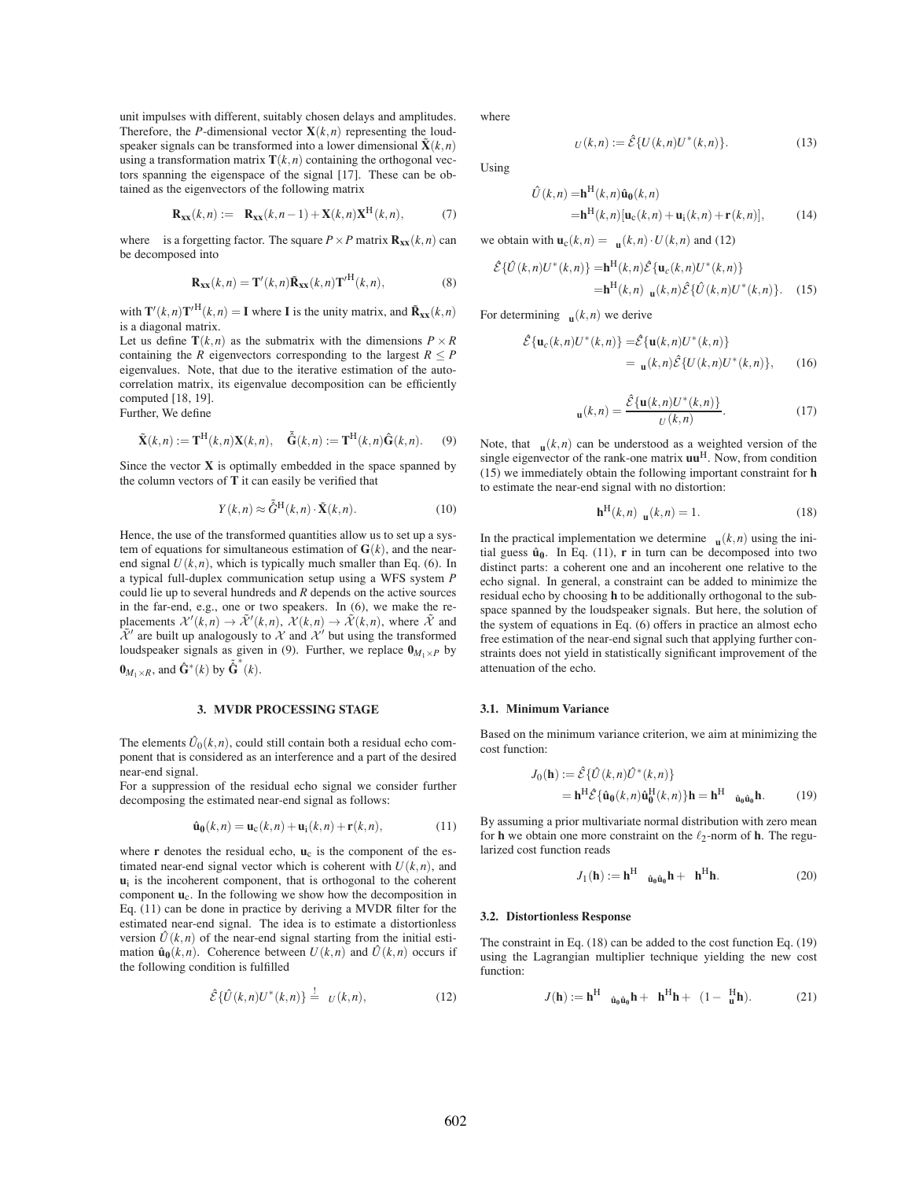unit impulses with different, suitably chosen delays and amplitudes. Therefore, the $P$-dimensional vector $\mathbf{X}(k,n)$ representing the loudspeaker signals can be transformed into a lower dimensional $\tilde{\mathbf{X}}(k,n)$ using a transformation matrix $\mathbf{T}(k,n)$ containing the orthogonal vectors spanning the eigenspace of the signal [17]. These can be obtained as the eigenvectors of the following matrix

$$\mathbf{R_{xx}}(k,n) := \quad \mathbf{R_{xx}}(k,n-1) + \mathbf{X}(k,n)\mathbf{X}^{\mathrm{H}}(k,n), \tag{7}$$

where  is a forgetting factor. The square $P \times P$ matrix $\mathbf{R_{xx}}(k,n)$ can be decomposed into

$$\mathbf{R_{xx}}(k,n) = \mathbf{T}'(k,n)\bar{\mathbf{R}}_{\mathbf{xx}}(k,n)\mathbf{T}'^{\mathrm{H}}(k,n), \tag{8}$$

with $\mathbf{T}'(k,n)\mathbf{T}'^{\mathrm{H}}(k,n) = \mathbf{I}$ where $\mathbf{I}$ is the unity matrix, and $\bar{\mathbf{R}}_{\mathbf{xx}}(k,n)$ is a diagonal matrix.

Let us define $\mathbf{T}(k,n)$ as the submatrix with the dimensions $P \times R$ containing the $R$ eigenvectors corresponding to the largest $R \leq P$ eigenvalues. Note, that due to the iterative estimation of the autocorrelation matrix, its eigenvalue decomposition can be efficiently computed [18, 19].

Further, We define

$$\tilde{\mathbf{X}}(k,n) := \mathbf{T}^{\mathrm{H}}(k,n)\mathbf{X}(k,n), \quad \tilde{\hat{\mathbf{G}}}(k,n) := \mathbf{T}^{\mathrm{H}}(k,n)\hat{\mathbf{G}}(k,n). \tag{9}$$

Since the vector $\mathbf{X}$ is optimally embedded in the space spanned by the column vectors of $\mathbf{T}$ it can easily be verified that

$$Y(k,n) \approx \tilde{\hat{G}}^{\mathrm{H}}(k,n) \cdot \tilde{\mathbf{X}}(k,n). \tag{10}$$

Hence, the use of the transformed quantities allow us to set up a system of equations for simultaneous estimation of $\mathbf{G}(k)$, and the near-end signal $U(k,n)$, which is typically much smaller than Eq. (6). In a typical full-duplex communication setup using a WFS system $P$ could lie up to several hundreds and $R$ depends on the active sources in the far-end, e.g., one or two speakers. In (6), we make the replacements $\mathcal{X}'(k,n) \to \tilde{\mathcal{X}}'(k,n)$, $\mathcal{X}(k,n) \to \tilde{\mathcal{X}}(k,n)$, where $\tilde{\mathcal{X}}$ and $\tilde{\mathcal{X}}'$ are built up analogously to $\mathcal{X}$ and $\mathcal{X}'$ but using the transformed loudspeaker signals as given in (9). Further, we replace $\mathbf{0}_{M_1 \times P}$ by $\mathbf{0}_{M_1 \times R}$, and $\hat{\mathbf{G}}^*(k)$ by $\tilde{\hat{\mathbf{G}}}^*(k)$.

## 3. MVDR PROCESSING STAGE

The elements $\hat{U}_0(k,n)$, could still contain both a residual echo component that is considered as an interference and a part of the desired near-end signal.

For a suppression of the residual echo signal we consider further decomposing the estimated near-end signal as follows:

$$\hat{\mathbf{u}}_{\mathbf{0}}(k,n) = \mathbf{u}_{\mathrm{c}}(k,n) + \mathbf{u}_{\mathrm{i}}(k,n) + \mathbf{r}(k,n), \tag{11}$$

where $\mathbf{r}$ denotes the residual echo, $\mathbf{u}_{\mathrm{c}}$ is the component of the estimated near-end signal vector which is coherent with $U(k,n)$, and $\mathbf{u}_{\mathrm{i}}$ is the incoherent component, that is orthogonal to the coherent component $\mathbf{u}_{\mathrm{c}}$. In the following we show how the decomposition in Eq. (11) can be done in practice by deriving a MVDR filter for the estimated near-end signal. The idea is to estimate a distortionless version $\hat{U}(k,n)$ of the near-end signal starting from the initial estimation $\hat{\mathbf{u}}_{\mathbf{0}}(k,n)$. Coherence between $U(k,n)$ and $\hat{U}(k,n)$ occurs if the following condition is fulfilled

$$\hat{\mathcal{E}}\{\hat{U}(k,n)U^*(k,n)\} \stackrel{!}{=} \ _U(k,n), \tag{12}$$

where

$$_U(k,n) := \hat{\mathcal{E}}\{U(k,n)U^*(k,n)\}. \tag{13}$$

Using

$$\begin{aligned} \hat{U}(k,n) =& \mathbf{h}^{\mathrm{H}}(k,n)\hat{\mathbf{u}}_{\mathbf{0}}(k,n) \\ =& \mathbf{h}^{\mathrm{H}}(k,n)[\mathbf{u}_{\mathrm{c}}(k,n) + \mathbf{u}_{\mathrm{i}}(k,n) + \mathbf{r}(k,n)], \end{aligned} \tag{14}$$

we obtain with $\mathbf{u}_{\mathrm{c}}(k,n) = \ _{\mathbf{u}}(k,n) \cdot U(k,n)$ and (12)

$$\begin{aligned} \hat{\mathcal{E}}\{\hat{U}(k,n)U^*(k,n)\} =& \mathbf{h}^{\mathrm{H}}(k,n)\hat{\mathcal{E}}\{\mathbf{u}_c(k,n)U^*(k,n)\} \\ =& \mathbf{h}^{\mathrm{H}}(k,n) \ _{\mathbf{u}}(k,n)\hat{\mathcal{E}}\{\hat{U}(k,n)U^*(k,n)\}. \end{aligned} \tag{15}$$

For determining $_{\mathbf{u}}(k,n)$ we derive

$$\begin{aligned} \hat{\mathcal{E}}\{\mathbf{u}_c(k,n)U^*(k,n)\} =& \hat{\mathcal{E}}\{\mathbf{u}(k,n)U^*(k,n)\} \\ =& \ _{\mathbf{u}}(k,n)\hat{\mathcal{E}}\{U(k,n)U^*(k,n)\}, \end{aligned} \tag{16}$$

$$_{\mathbf{u}}(k,n) = \frac{\hat{\mathcal{E}}\{\mathbf{u}(k,n)U^*(k,n)\}}{_U(k,n)}. \tag{17}$$

Note, that $_{\mathbf{u}}(k,n)$ can be understood as a weighted version of the single eigenvector of the rank-one matrix $\mathbf{u}\mathbf{u}^{\mathrm{H}}$. Now, from condition (15) we immediately obtain the following important constraint for $\mathbf{h}$ to estimate the near-end signal with no distortion:

$$\mathbf{h}^{\mathrm{H}}(k,n) \ _{\mathbf{u}}(k,n) = 1. \tag{18}$$

In the practical implementation we determine $_{\mathbf{u}}(k,n)$ using the initial guess $\hat{\mathbf{u}}_{\mathbf{0}}$. In Eq. (11), $\mathbf{r}$ in turn can be decomposed into two distinct parts: a coherent one and an incoherent one relative to the echo signal. In general, a constraint can be added to minimize the residual echo by choosing $\mathbf{h}$ to be additionally orthogonal to the subspace spanned by the loudspeaker signals. But here, the solution of the system of equations in Eq. (6) offers in practice an almost echo free estimation of the near-end signal such that applying further constraints does not yield in statistically significant improvement of the attenuation of the echo.

### 3.1. Minimum Variance

Based on the minimum variance criterion, we aim at minimizing the cost function:

$$\begin{aligned} J_0(\mathbf{h}) :=& \hat{\mathcal{E}}\{\hat{U}(k,n)\hat{U}^*(k,n)\} \\ =& \mathbf{h}^{\mathrm{H}}\hat{\mathcal{E}}\{\hat{\mathbf{u}}_{\mathbf{0}}(k,n)\hat{\mathbf{u}}_{\mathbf{0}}^{\mathrm{H}}(k,n)\}\mathbf{h} = \mathbf{h}^{\mathrm{H}} \ _{\hat{\mathbf{u}}_{\mathbf{0}}\hat{\mathbf{u}}_{\mathbf{0}}}\mathbf{h}. \end{aligned} \tag{19}$$

By assuming a prior multivariate normal distribution with zero mean for $\mathbf{h}$ we obtain one more constraint on the $\ell_2$-norm of $\mathbf{h}$. The regularized cost function reads

$$J_1(\mathbf{h}) := \mathbf{h}^{\mathrm{H}} \ _{\hat{\mathbf{u}}_{\mathbf{0}}\hat{\mathbf{u}}_{\mathbf{0}}}\mathbf{h} + \ \mathbf{h}^{\mathrm{H}}\mathbf{h}. \tag{20}$$

### 3.2. Distortionless Response

The constraint in Eq. (18) can be added to the cost function Eq. (19) using the Lagrangian multiplier technique yielding the new cost function:

$$J(\mathbf{h}) := \mathbf{h}^{\mathrm{H}} \ _{\hat{\mathbf{u}}_{\mathbf{0}}\hat{\mathbf{u}}_{\mathbf{0}}}\mathbf{h} + \ \mathbf{h}^{\mathrm{H}}\mathbf{h} + \ (1 - \ _{\mathbf{u}}^{\mathrm{H}}\mathbf{h}). \tag{21}$$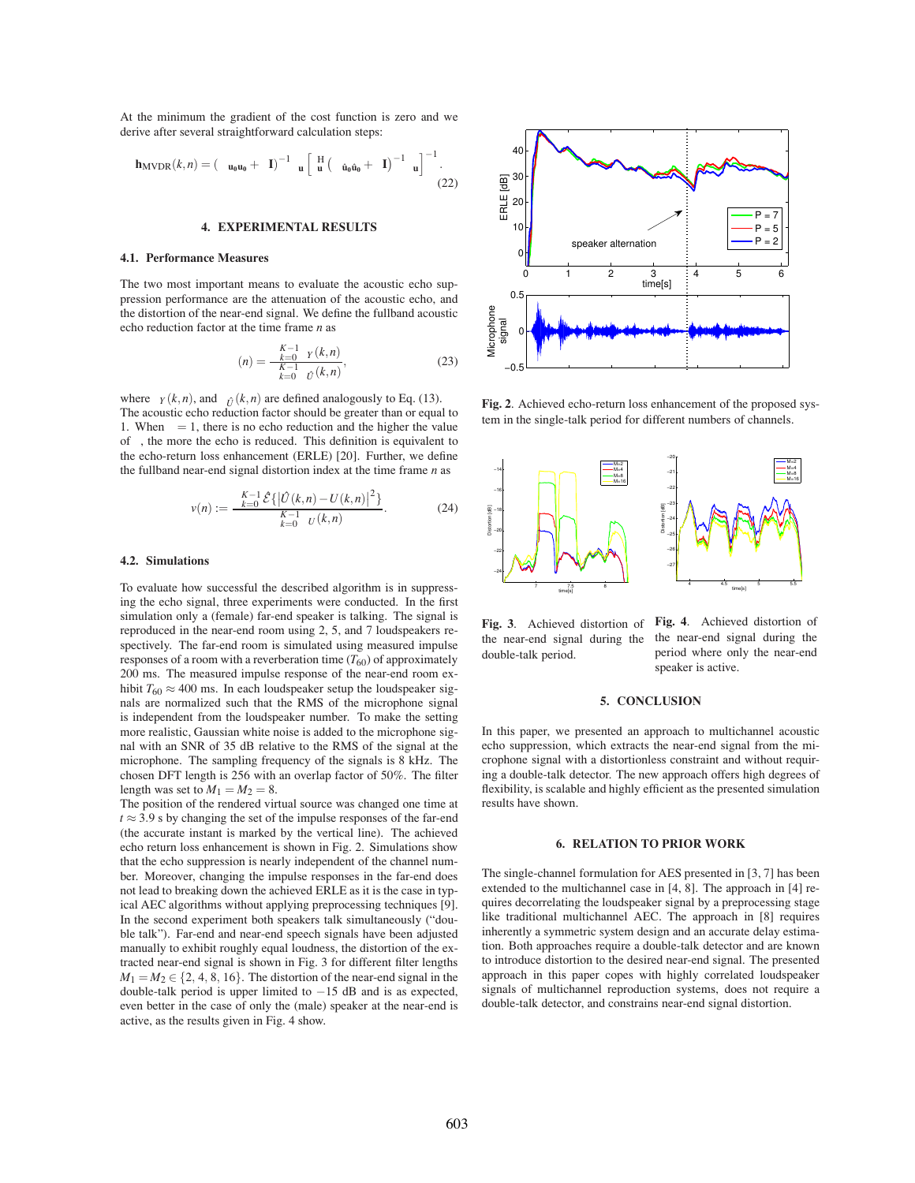At the minimum the gradient of the cost function is zero and we derive after several straightforward calculation steps:

$$\mathbf{h}_{\mathrm{MVDR}}(k,n) = \left( \mathbf{u}_0\mathbf{u}_0 + \mathbf{I}\right)^{-1} \mathbf{u} \left[ \mathbf{u}^{H} \left( \hat{\mathbf{u}}_0\hat{\mathbf{u}}_0 + \mathbf{I}\right)^{-1} \mathbf{u} \right]^{-1}. \tag{22}$$

## 4. EXPERIMENTAL RESULTS

### 4.1. Performance Measures

The two most important means to evaluate the acoustic echo suppression performance are the attenuation of the acoustic echo, and the distortion of the near-end signal. We define the fullband acoustic echo reduction factor at the time frame $n$ as

$$(n) = \frac{\sum_{k=0}^{K-1} {}_{Y}(k,n)}{\sum_{k=0}^{K-1} {}_{\hat{U}}(k,n)}, \tag{23}$$

where ${}_{Y}(k,n)$, and ${}_{\hat{U}}(k,n)$ are defined analogously to Eq. (13). The acoustic echo reduction factor should be greater than or equal to 1. When $= 1$, there is no echo reduction and the higher the value of , the more the echo is reduced. This definition is equivalent to the echo-return loss enhancement (ERLE) [20]. Further, we define the fullband near-end signal distortion index at the time frame $n$ as

$$v(n) := \frac{\sum_{k=0}^{K-1} \hat{\mathcal{E}}\left\{ \left| \hat{U}(k,n) - U(k,n) \right|^2 \right\}}{\sum_{k=0}^{K-1} {}_{U}(k,n)}. \tag{24}$$

### 4.2. Simulations

To evaluate how successful the described algorithm is in suppressing the echo signal, three experiments were conducted. In the first simulation only a (female) far-end speaker is talking. The signal is reproduced in the near-end room using 2, 5, and 7 loudspeakers respectively. The far-end room is simulated using measured impulse responses of a room with a reverberation time ($T_{60}$) of approximately 200 ms. The measured impulse response of the near-end room exhibit $T_{60} \approx 400$ ms. In each loudspeaker setup the loudspeaker signals are normalized such that the RMS of the microphone signal is independent from the loudspeaker number. To make the setting more realistic, Gaussian white noise is added to the microphone signal with an SNR of 35 dB relative to the RMS of the signal at the microphone. The sampling frequency of the signals is 8 kHz. The chosen DFT length is 256 with an overlap factor of 50%. The filter length was set to $M_1 = M_2 = 8$.

The position of the rendered virtual source was changed one time at $t \approx 3.9$ s by changing the set of the impulse responses of the far-end (the accurate instant is marked by the vertical line). The achieved echo return loss enhancement is shown in Fig. 2. Simulations show that the echo suppression is nearly independent of the channel number. Moreover, changing the impulse responses in the far-end does not lead to breaking down the achieved ERLE as it is the case in typical AEC algorithms without applying preprocessing techniques [9]. In the second experiment both speakers talk simultaneously ("double talk"). Far-end and near-end speech signals have been adjusted manually to exhibit roughly equal loudness, the distortion of the extracted near-end signal is shown in Fig. 3 for different filter lengths $M_1 = M_2 \in \{2, 4, 8, 16\}$. The distortion of the near-end signal in the double-talk period is upper limited to $-15$ dB and is as expected, even better in the case of only the (male) speaker at the near-end is active, as the results given in Fig. 4 show.

**Fig. 2**. Achieved echo-return loss enhancement of the proposed system in the single-talk period for different numbers of channels.

**Fig. 3**. Achieved distortion of the near-end signal during the double-talk period.

**Fig. 4**. Achieved distortion of the near-end signal during the period where only the near-end speaker is active.

## 5. CONCLUSION

In this paper, we presented an approach to multichannel acoustic echo suppression, which extracts the near-end signal from the microphone signal with a distortionless constraint and without requiring a double-talk detector. The new approach offers high degrees of flexibility, is scalable and highly efficient as the presented simulation results have shown.

## 6. RELATION TO PRIOR WORK

The single-channel formulation for AES presented in [3, 7] has been extended to the multichannel case in [4, 8]. The approach in [4] requires decorrelating the loudspeaker signal by a preprocessing stage like traditional multichannel AEC. The approach in [8] requires inherently a symmetric system design and an accurate delay estimation. Both approaches require a double-talk detector and are known to introduce distortion to the desired near-end signal. The presented approach in this paper copes with highly correlated loudspeaker signals of multichannel reproduction systems, does not require a double-talk detector, and constrains near-end signal distortion.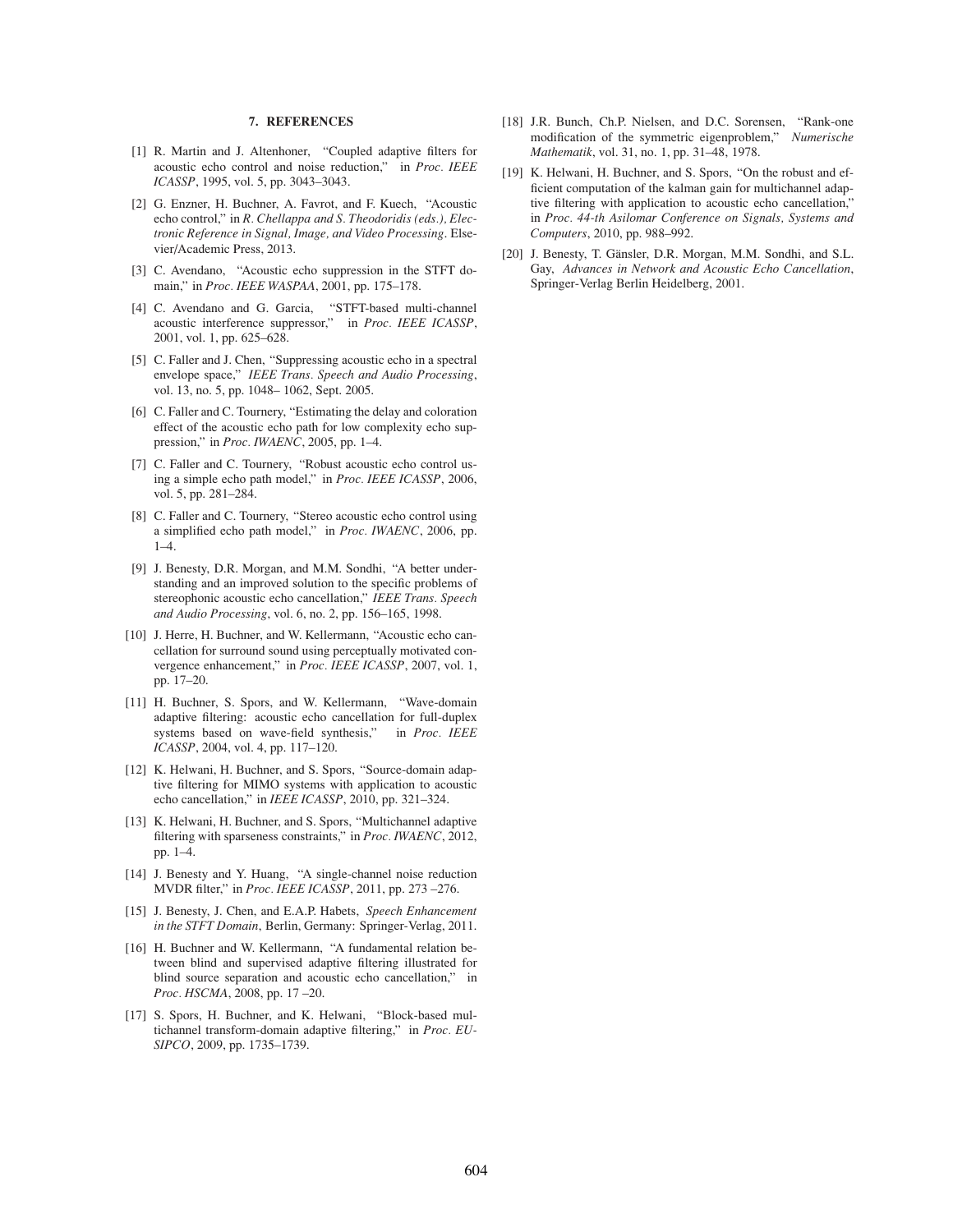## 7. REFERENCES

[1] R. Martin and J. Altenhoner, "Coupled adaptive filters for acoustic echo control and noise reduction," in *Proc. IEEE ICASSP*, 1995, vol. 5, pp. 3043–3043.

[2] G. Enzner, H. Buchner, A. Favrot, and F. Kuech, "Acoustic echo control," in *R. Chellappa and S. Theodoridis (eds.), Electronic Reference in Signal, Image, and Video Processing*. Elsevier/Academic Press, 2013.

[3] C. Avendano, "Acoustic echo suppression in the STFT domain," in *Proc. IEEE WASPAA*, 2001, pp. 175–178.

[4] C. Avendano and G. Garcia, "STFT-based multi-channel acoustic interference suppressor," in *Proc. IEEE ICASSP*, 2001, vol. 1, pp. 625–628.

[5] C. Faller and J. Chen, "Suppressing acoustic echo in a spectral envelope space," *IEEE Trans. Speech and Audio Processing*, vol. 13, no. 5, pp. 1048– 1062, Sept. 2005.

[6] C. Faller and C. Tournery, "Estimating the delay and coloration effect of the acoustic echo path for low complexity echo suppression," in *Proc. IWAENC*, 2005, pp. 1–4.

[7] C. Faller and C. Tournery, "Robust acoustic echo control using a simple echo path model," in *Proc. IEEE ICASSP*, 2006, vol. 5, pp. 281–284.

[8] C. Faller and C. Tournery, "Stereo acoustic echo control using a simplified echo path model," in *Proc. IWAENC*, 2006, pp. 1–4.

[9] J. Benesty, D.R. Morgan, and M.M. Sondhi, "A better understanding and an improved solution to the specific problems of stereophonic acoustic echo cancellation," *IEEE Trans. Speech and Audio Processing*, vol. 6, no. 2, pp. 156–165, 1998.

[10] J. Herre, H. Buchner, and W. Kellermann, "Acoustic echo cancellation for surround sound using perceptually motivated convergence enhancement," in *Proc. IEEE ICASSP*, 2007, vol. 1, pp. 17–20.

[11] H. Buchner, S. Spors, and W. Kellermann, "Wave-domain adaptive filtering: acoustic echo cancellation for full-duplex systems based on wave-field synthesis," in *Proc. IEEE ICASSP*, 2004, vol. 4, pp. 117–120.

[12] K. Helwani, H. Buchner, and S. Spors, "Source-domain adaptive filtering for MIMO systems with application to acoustic echo cancellation," in *IEEE ICASSP*, 2010, pp. 321–324.

[13] K. Helwani, H. Buchner, and S. Spors, "Multichannel adaptive filtering with sparseness constraints," in *Proc. IWAENC*, 2012, pp. 1–4.

[14] J. Benesty and Y. Huang, "A single-channel noise reduction MVDR filter," in *Proc. IEEE ICASSP*, 2011, pp. 273 –276.

[15] J. Benesty, J. Chen, and E.A.P. Habets, *Speech Enhancement in the STFT Domain*, Berlin, Germany: Springer-Verlag, 2011.

[16] H. Buchner and W. Kellermann, "A fundamental relation between blind and supervised adaptive filtering illustrated for blind source separation and acoustic echo cancellation," in *Proc. HSCMA*, 2008, pp. 17 –20.

[17] S. Spors, H. Buchner, and K. Helwani, "Block-based multichannel transform-domain adaptive filtering," in *Proc. EUSIPCO*, 2009, pp. 1735–1739.

[18] J.R. Bunch, Ch.P. Nielsen, and D.C. Sorensen, "Rank-one modification of the symmetric eigenproblem," *Numerische Mathematik*, vol. 31, no. 1, pp. 31–48, 1978.

[19] K. Helwani, H. Buchner, and S. Spors, "On the robust and efficient computation of the kalman gain for multichannel adaptive filtering with application to acoustic echo cancellation," in *Proc. 44-th Asilomar Conference on Signals, Systems and Computers*, 2010, pp. 988–992.

[20] J. Benesty, T. Gänsler, D.R. Morgan, M.M. Sondhi, and S.L. Gay, *Advances in Network and Acoustic Echo Cancellation*, Springer-Verlag Berlin Heidelberg, 2001.